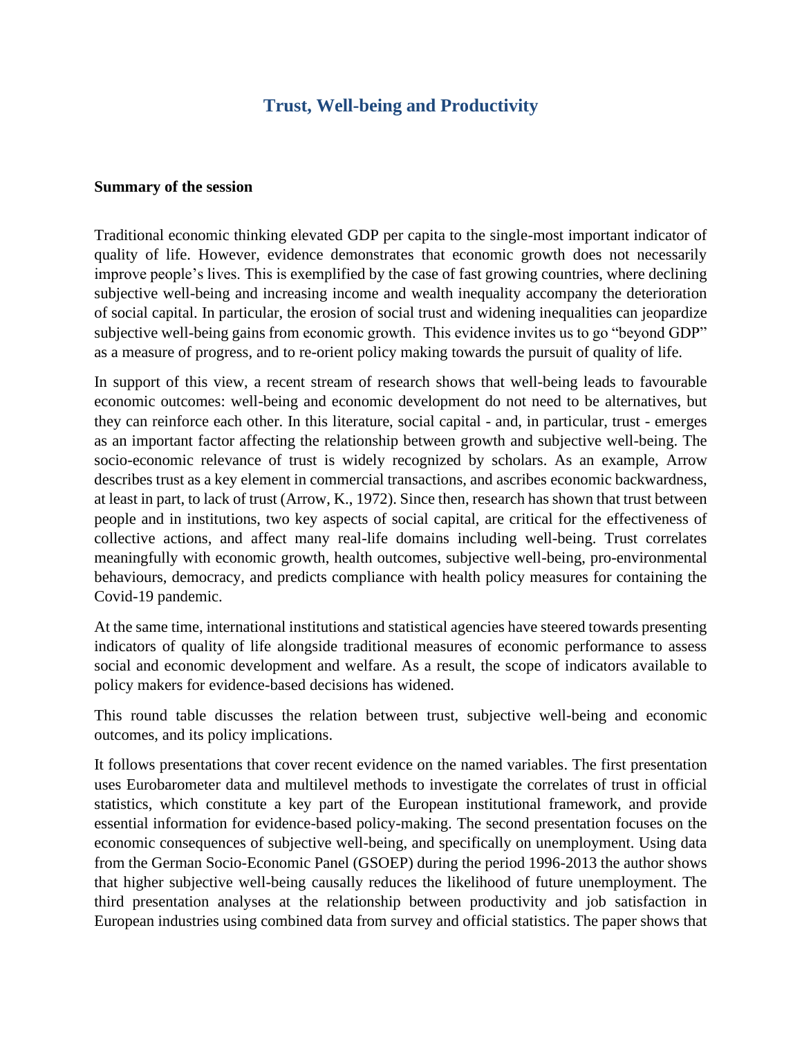# Trust, Well-being and Productivity

**Summary of the session**

Traditional economic thinking elevated GDP per capita to the single-most important indicator of quality of life. However, evidence demonstrates that economic growth does not necessarily improve people's lives. This is exemplified by the case of fast growing countries, where declining subjective well-being and increasing income and wealth inequality accompany the deterioration of social capital. In particular, the erosion of social trust and widening inequalities can jeopardize subjective well-being gains from economic growth. This evidence invites us to go "beyond GDP" as a measure of progress, and to re-orient policy making towards the pursuit of quality of life.

In support of this view, a recent stream of research shows that well-being leads to favourable economic outcomes: well-being and economic development do not need to be alternatives, but they can reinforce each other. In this literature, social capital - and, in particular, trust - emerges as an important factor affecting the relationship between growth and subjective well-being. The socio-economic relevance of trust is widely recognized by scholars. As an example, Arrow describes trust as a key element in commercial transactions, and ascribes economic backwardness, at least in part, to lack of trust (Arrow, K., 1972). Since then, research has shown that trust between people and in institutions, two key aspects of social capital, are critical for the effectiveness of collective actions, and affect many real-life domains including well-being. Trust correlates meaningfully with economic growth, health outcomes, subjective well-being, pro-environmental behaviours, democracy, and predicts compliance with health policy measures for containing the Covid-19 pandemic.

At the same time, international institutions and statistical agencies have steered towards presenting indicators of quality of life alongside traditional measures of economic performance to assess social and economic development and welfare. As a result, the scope of indicators available to policy makers for evidence-based decisions has widened.

This round table discusses the relation between trust, subjective well-being and economic outcomes, and its policy implications.

It follows presentations that cover recent evidence on the named variables. The first presentation uses Eurobarometer data and multilevel methods to investigate the correlates of trust in official statistics, which constitute a key part of the European institutional framework, and provide essential information for evidence-based policy-making. The second presentation focuses on the economic consequences of subjective well-being, and specifically on unemployment. Using data from the German Socio-Economic Panel (GSOEP) during the period 1996-2013 the author shows that higher subjective well-being causally reduces the likelihood of future unemployment. The third presentation analyses at the relationship between productivity and job satisfaction in European industries using combined data from survey and official statistics. The paper shows that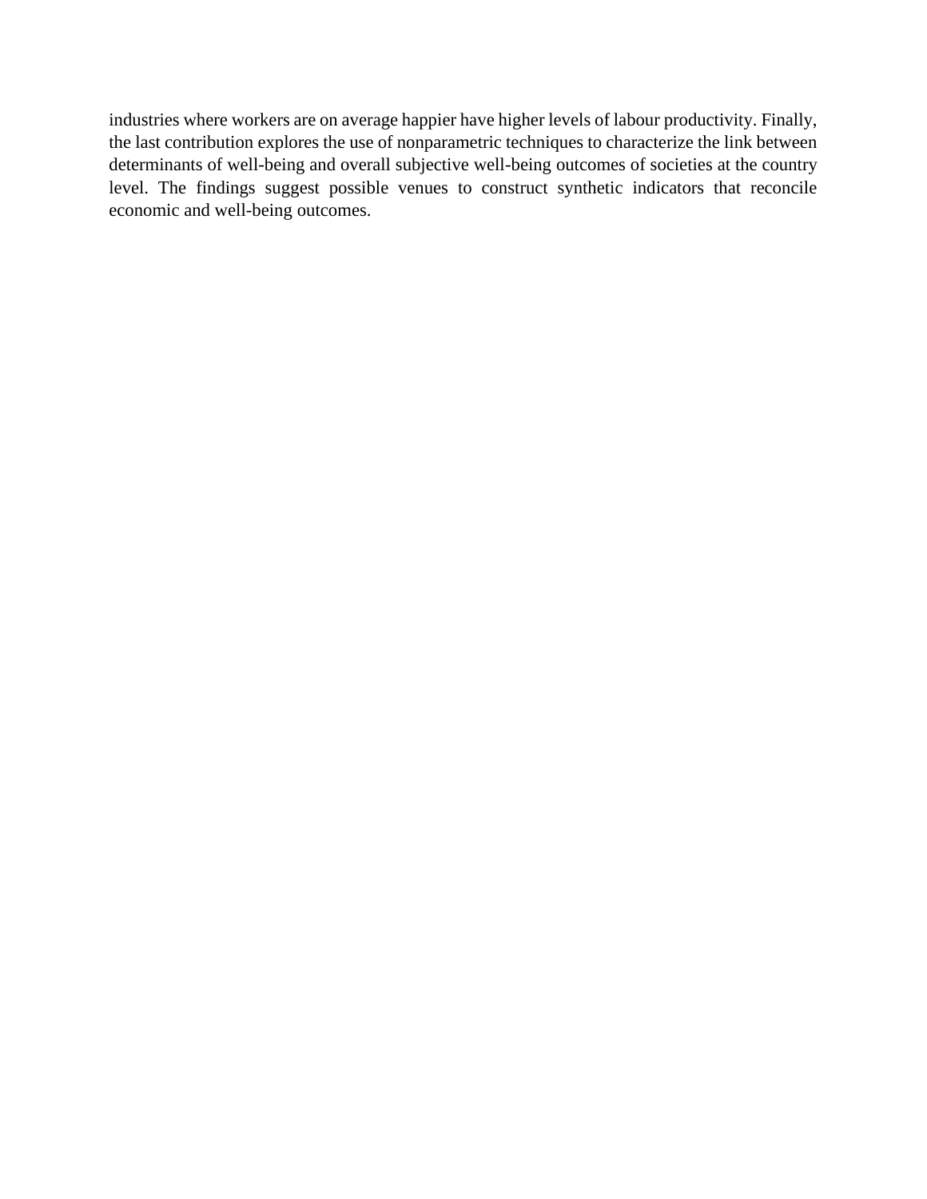industries where workers are on average happier have higher levels of labour productivity. Finally, the last contribution explores the use of nonparametric techniques to characterize the link between determinants of well-being and overall subjective well-being outcomes of societies at the country level. The findings suggest possible venues to construct synthetic indicators that reconcile economic and well-being outcomes.